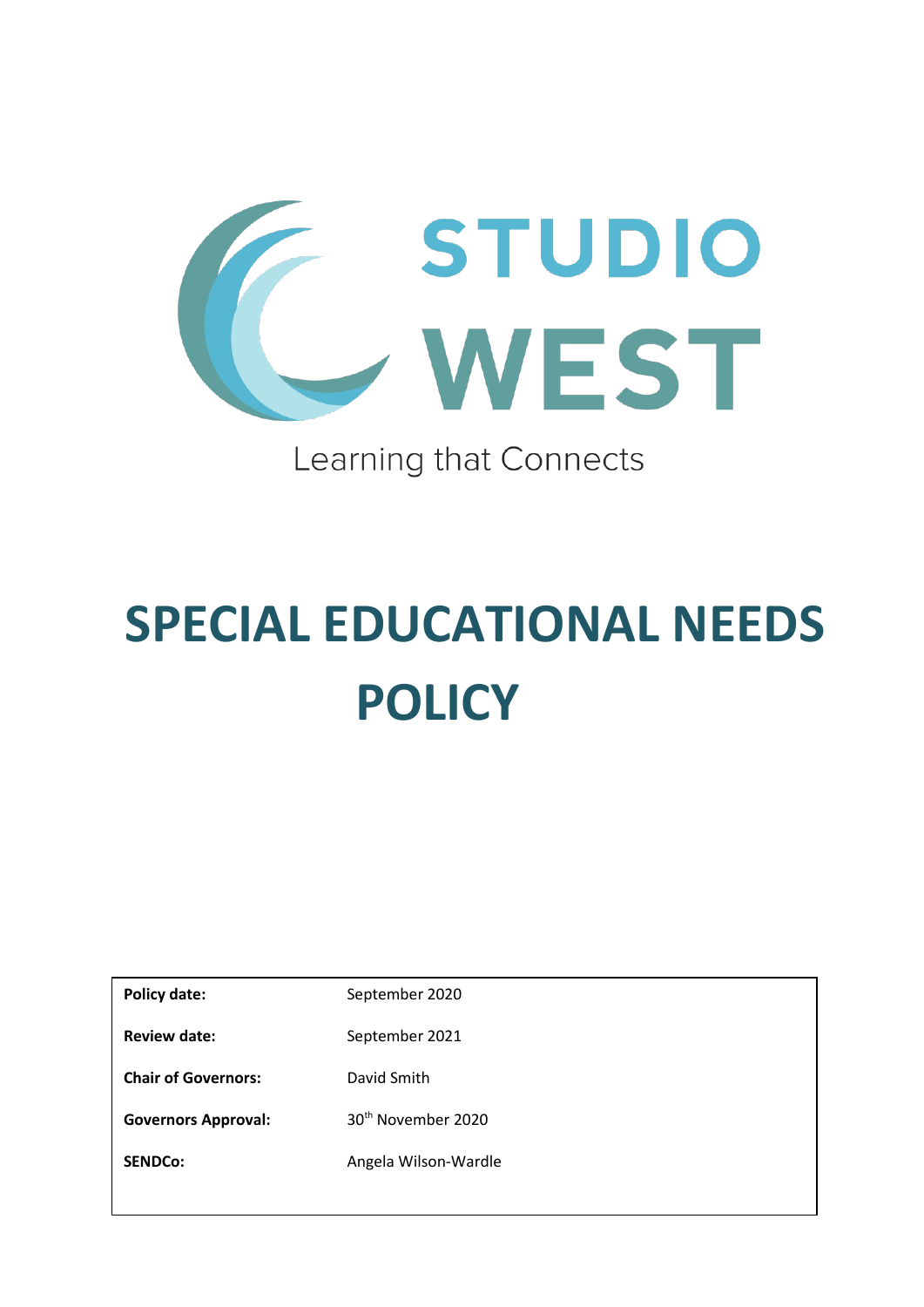STUDIO WEST

Learning that Connects

# SPECIAL EDUCATIONAL NEEDS POLICY

| | |
|---|---|
| **Policy date:** | September 2020 |
| **Review date:** | September 2021 |
| **Chair of Governors:** | David Smith |
| **Governors Approval:** | 30th November 2020 |
| **SENDCo:** | Angela Wilson-Wardle |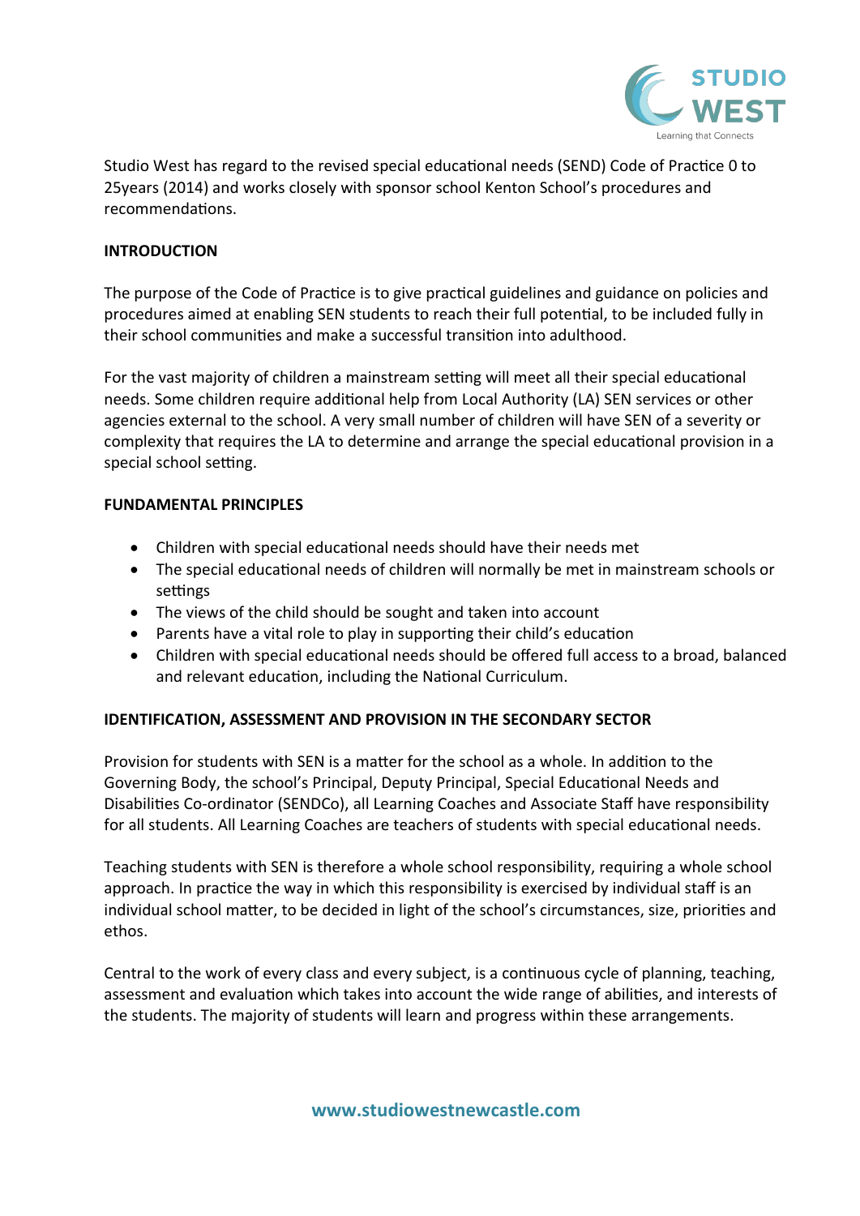Studio West has regard to the revised special educational needs (SEND) Code of Practice 0 to 25years (2014) and works closely with sponsor school Kenton School's procedures and recommendations.

## INTRODUCTION

The purpose of the Code of Practice is to give practical guidelines and guidance on policies and procedures aimed at enabling SEN students to reach their full potential, to be included fully in their school communities and make a successful transition into adulthood.

For the vast majority of children a mainstream setting will meet all their special educational needs. Some children require additional help from Local Authority (LA) SEN services or other agencies external to the school. A very small number of children will have SEN of a severity or complexity that requires the LA to determine and arrange the special educational provision in a special school setting.

## FUNDAMENTAL PRINCIPLES

- Children with special educational needs should have their needs met
- The special educational needs of children will normally be met in mainstream schools or settings
- The views of the child should be sought and taken into account
- Parents have a vital role to play in supporting their child's education
- Children with special educational needs should be offered full access to a broad, balanced and relevant education, including the National Curriculum.

## IDENTIFICATION, ASSESSMENT AND PROVISION IN THE SECONDARY SECTOR

Provision for students with SEN is a matter for the school as a whole. In addition to the Governing Body, the school's Principal, Deputy Principal, Special Educational Needs and Disabilities Co-ordinator (SENDCo), all Learning Coaches and Associate Staff have responsibility for all students. All Learning Coaches are teachers of students with special educational needs.

Teaching students with SEN is therefore a whole school responsibility, requiring a whole school approach. In practice the way in which this responsibility is exercised by individual staff is an individual school matter, to be decided in light of the school's circumstances, size, priorities and ethos.

Central to the work of every class and every subject, is a continuous cycle of planning, teaching, assessment and evaluation which takes into account the wide range of abilities, and interests of the students. The majority of students will learn and progress within these arrangements.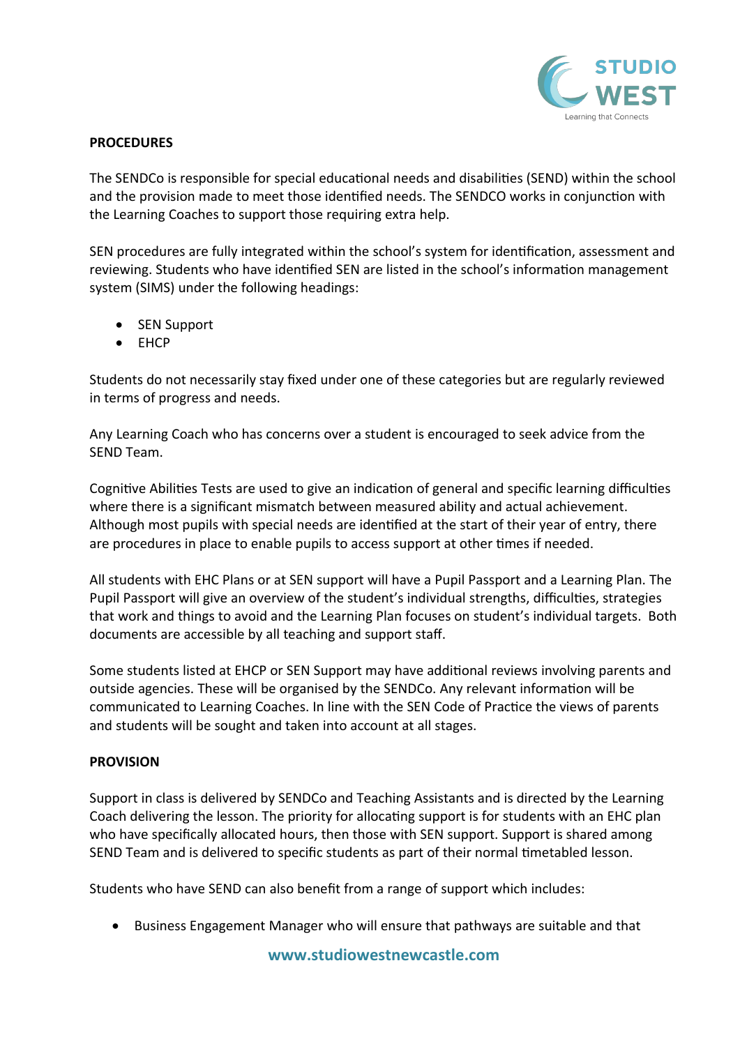**PROCEDURES**

The SENDCo is responsible for special educational needs and disabilities (SEND) within the school and the provision made to meet those identified needs. The SENDCO works in conjunction with the Learning Coaches to support those requiring extra help.

SEN procedures are fully integrated within the school's system for identification, assessment and reviewing. Students who have identified SEN are listed in the school's information management system (SIMS) under the following headings:

- SEN Support
- EHCP

Students do not necessarily stay fixed under one of these categories but are regularly reviewed in terms of progress and needs.

Any Learning Coach who has concerns over a student is encouraged to seek advice from the SEND Team.

Cognitive Abilities Tests are used to give an indication of general and specific learning difficulties where there is a significant mismatch between measured ability and actual achievement. Although most pupils with special needs are identified at the start of their year of entry, there are procedures in place to enable pupils to access support at other times if needed.

All students with EHC Plans or at SEN support will have a Pupil Passport and a Learning Plan. The Pupil Passport will give an overview of the student's individual strengths, difficulties, strategies that work and things to avoid and the Learning Plan focuses on student's individual targets. Both documents are accessible by all teaching and support staff.

Some students listed at EHCP or SEN Support may have additional reviews involving parents and outside agencies. These will be organised by the SENDCo. Any relevant information will be communicated to Learning Coaches. In line with the SEN Code of Practice the views of parents and students will be sought and taken into account at all stages.

**PROVISION**

Support in class is delivered by SENDCo and Teaching Assistants and is directed by the Learning Coach delivering the lesson. The priority for allocating support is for students with an EHC plan who have specifically allocated hours, then those with SEN support. Support is shared among SEND Team and is delivered to specific students as part of their normal timetabled lesson.

Students who have SEND can also benefit from a range of support which includes:

- Business Engagement Manager who will ensure that pathways are suitable and that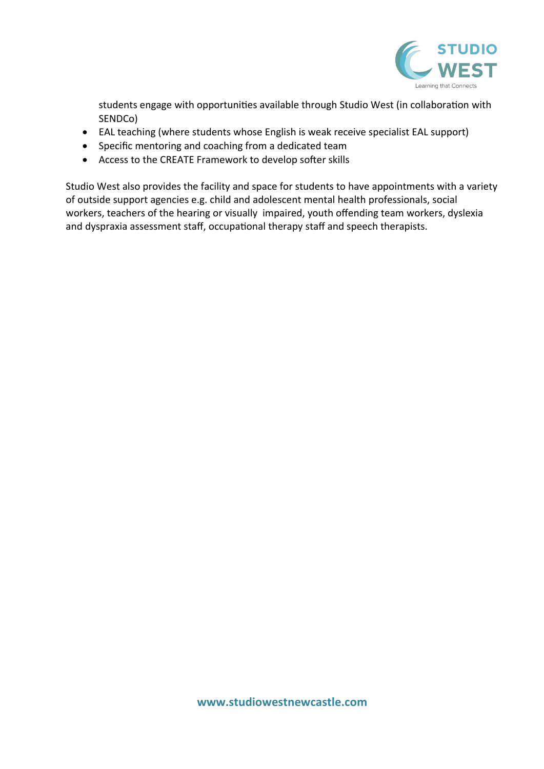students engage with opportunities available through Studio West (in collaboration with SENDCo)

- EAL teaching (where students whose English is weak receive specialist EAL support)
- Specific mentoring and coaching from a dedicated team
- Access to the CREATE Framework to develop softer skills

Studio West also provides the facility and space for students to have appointments with a variety of outside support agencies e.g. child and adolescent mental health professionals, social workers, teachers of the hearing or visually impaired, youth offending team workers, dyslexia and dyspraxia assessment staff, occupational therapy staff and speech therapists.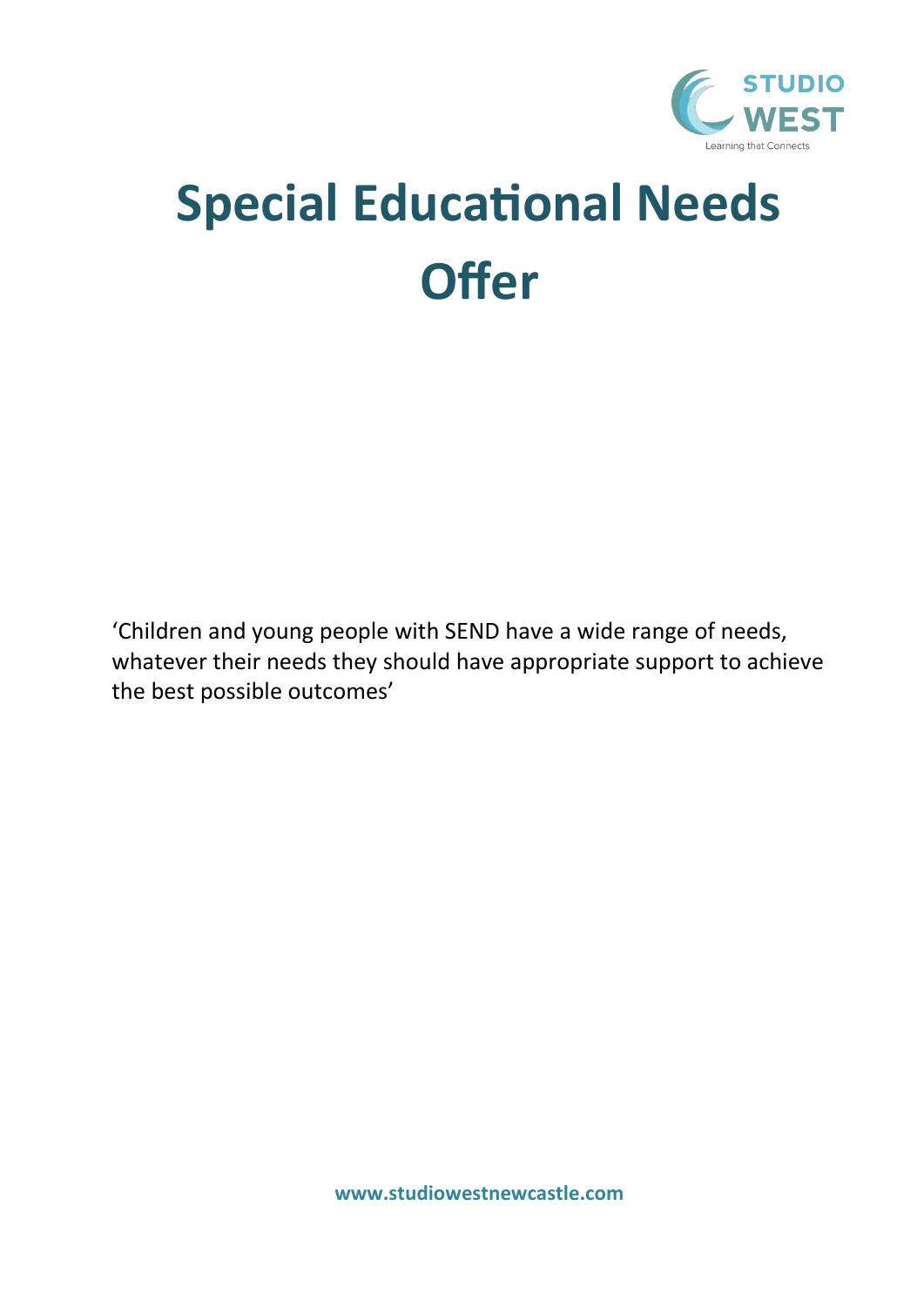STUDIO WEST

Learning that Connects

# Special Educational Needs Offer

'Children and young people with SEND have a wide range of needs, whatever their needs they should have appropriate support to achieve the best possible outcomes'

**www.studiowestnewcastle.com**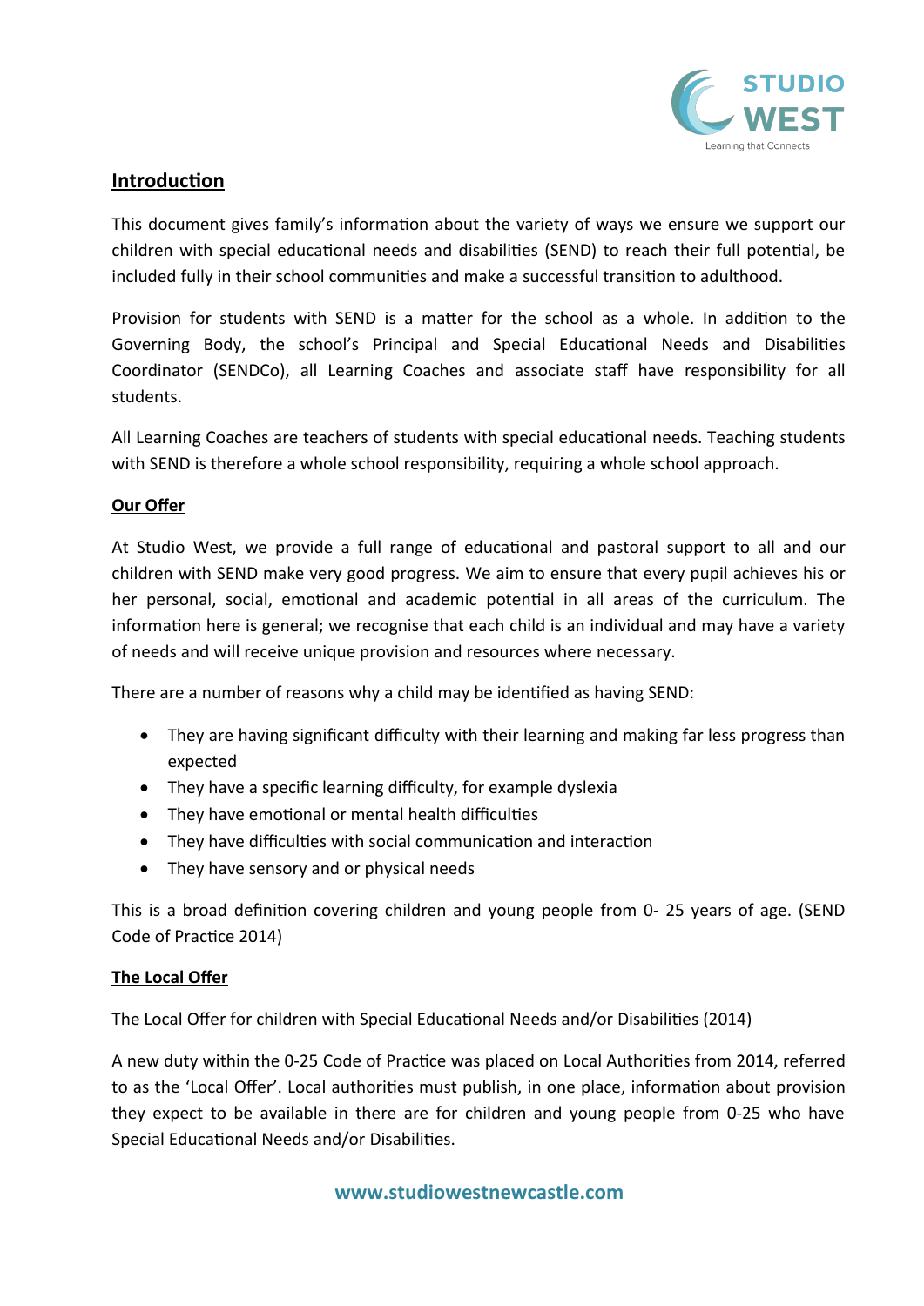## Introduction

This document gives family's information about the variety of ways we ensure we support our children with special educational needs and disabilities (SEND) to reach their full potential, be included fully in their school communities and make a successful transition to adulthood.

Provision for students with SEND is a matter for the school as a whole. In addition to the Governing Body, the school's Principal and Special Educational Needs and Disabilities Coordinator (SENDCo), all Learning Coaches and associate staff have responsibility for all students.

All Learning Coaches are teachers of students with special educational needs. Teaching students with SEND is therefore a whole school responsibility, requiring a whole school approach.

### Our Offer

At Studio West, we provide a full range of educational and pastoral support to all and our children with SEND make very good progress. We aim to ensure that every pupil achieves his or her personal, social, emotional and academic potential in all areas of the curriculum. The information here is general; we recognise that each child is an individual and may have a variety of needs and will receive unique provision and resources where necessary.

There are a number of reasons why a child may be identified as having SEND:

- They are having significant difficulty with their learning and making far less progress than expected
- They have a specific learning difficulty, for example dyslexia
- They have emotional or mental health difficulties
- They have difficulties with social communication and interaction
- They have sensory and or physical needs

This is a broad definition covering children and young people from 0- 25 years of age. (SEND Code of Practice 2014)

### The Local Offer

The Local Offer for children with Special Educational Needs and/or Disabilities (2014)

A new duty within the 0-25 Code of Practice was placed on Local Authorities from 2014, referred to as the 'Local Offer'. Local authorities must publish, in one place, information about provision they expect to be available in there are for children and young people from 0-25 who have Special Educational Needs and/or Disabilities.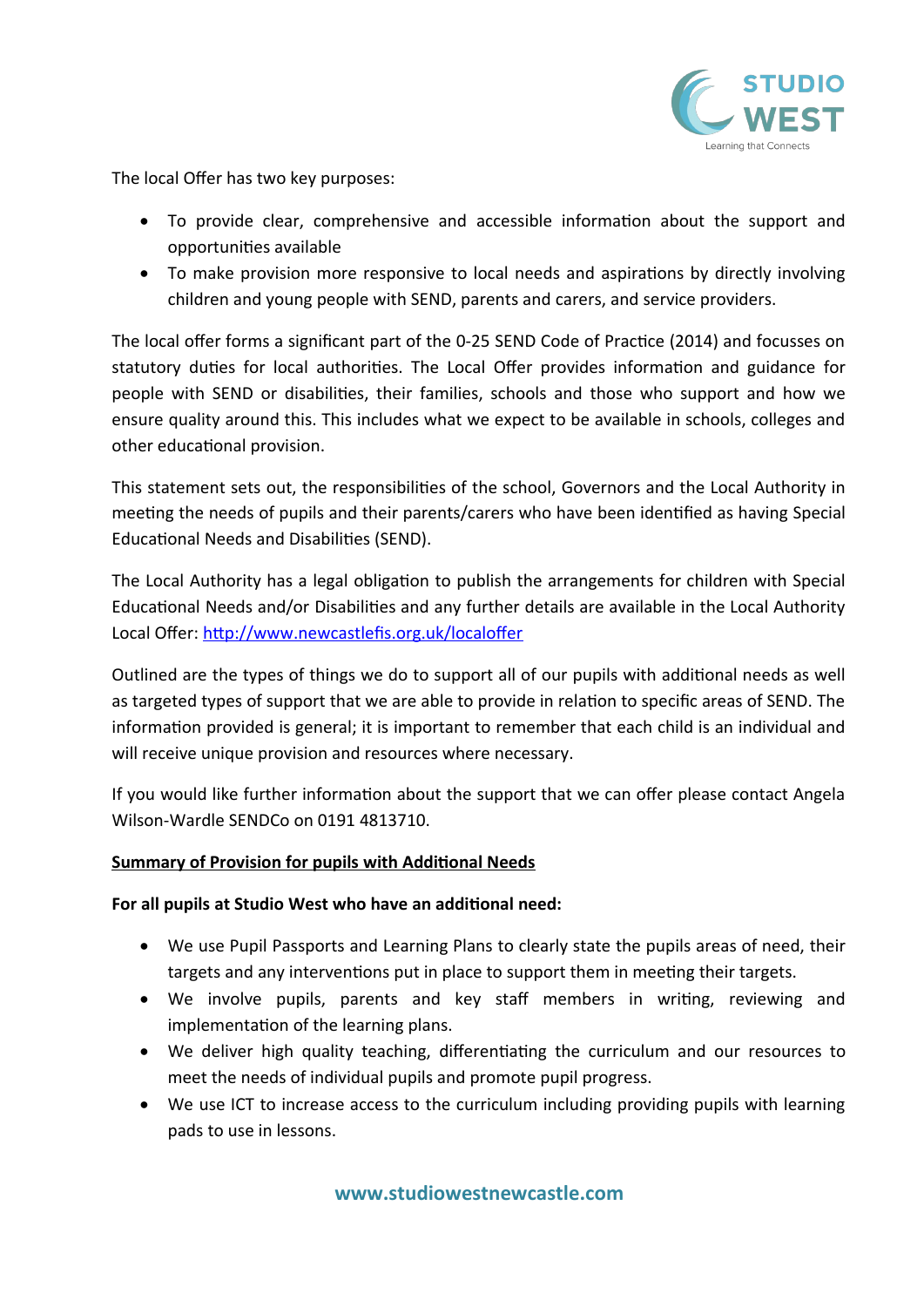The local Offer has two key purposes:

- To provide clear, comprehensive and accessible information about the support and opportunities available
- To make provision more responsive to local needs and aspirations by directly involving children and young people with SEND, parents and carers, and service providers.

The local offer forms a significant part of the 0-25 SEND Code of Practice (2014) and focusses on statutory duties for local authorities. The Local Offer provides information and guidance for people with SEND or disabilities, their families, schools and those who support and how we ensure quality around this. This includes what we expect to be available in schools, colleges and other educational provision.

This statement sets out, the responsibilities of the school, Governors and the Local Authority in meeting the needs of pupils and their parents/carers who have been identified as having Special Educational Needs and Disabilities (SEND).

The Local Authority has a legal obligation to publish the arrangements for children with Special Educational Needs and/or Disabilities and any further details are available in the Local Authority Local Offer: [http://www.newcastlefis.org.uk/localoffer](http://www.newcastlefis.org.uk/localoffer)

Outlined are the types of things we do to support all of our pupils with additional needs as well as targeted types of support that we are able to provide in relation to specific areas of SEND. The information provided is general; it is important to remember that each child is an individual and will receive unique provision and resources where necessary.

If you would like further information about the support that we can offer please contact Angela Wilson-Wardle SENDCo on 0191 4813710.

**<u>Summary of Provision for pupils with Additional Needs</u>**

**For all pupils at Studio West who have an additional need:**

- We use Pupil Passports and Learning Plans to clearly state the pupils areas of need, their targets and any interventions put in place to support them in meeting their targets.
- We involve pupils, parents and key staff members in writing, reviewing and implementation of the learning plans.
- We deliver high quality teaching, differentiating the curriculum and our resources to meet the needs of individual pupils and promote pupil progress.
- We use ICT to increase access to the curriculum including providing pupils with learning pads to use in lessons.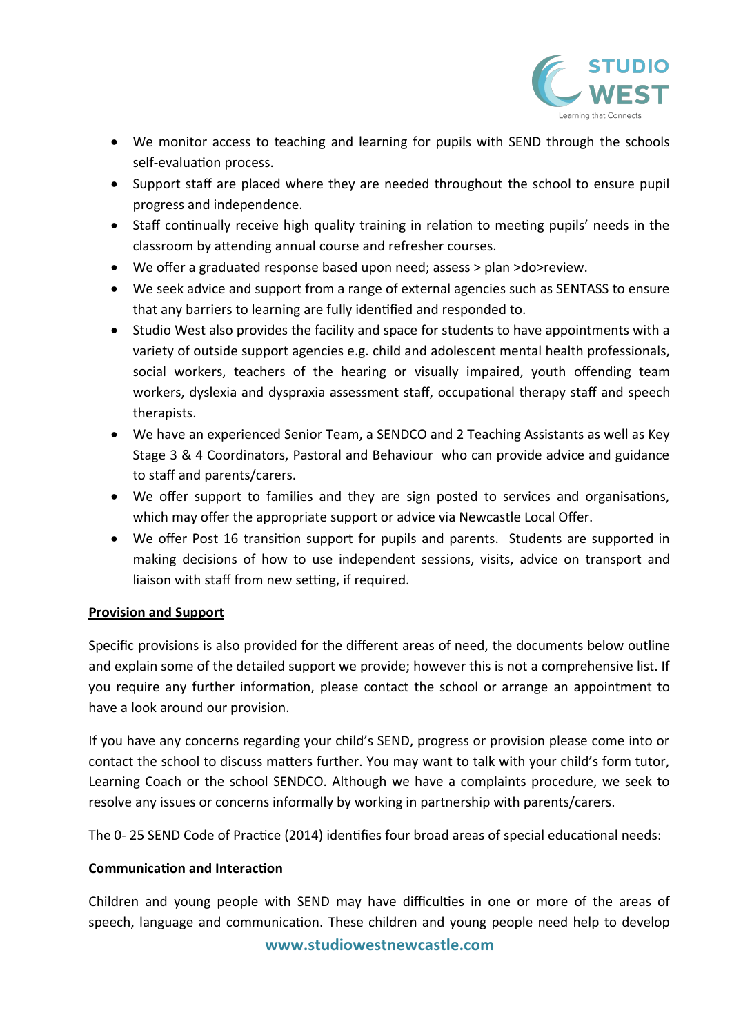- We monitor access to teaching and learning for pupils with SEND through the schools self-evaluation process.
- Support staff are placed where they are needed throughout the school to ensure pupil progress and independence.
- Staff continually receive high quality training in relation to meeting pupils' needs in the classroom by attending annual course and refresher courses.
- We offer a graduated response based upon need; assess > plan >do>review.
- We seek advice and support from a range of external agencies such as SENTASS to ensure that any barriers to learning are fully identified and responded to.
- Studio West also provides the facility and space for students to have appointments with a variety of outside support agencies e.g. child and adolescent mental health professionals, social workers, teachers of the hearing or visually impaired, youth offending team workers, dyslexia and dyspraxia assessment staff, occupational therapy staff and speech therapists.
- We have an experienced Senior Team, a SENDCO and 2 Teaching Assistants as well as Key Stage 3 & 4 Coordinators, Pastoral and Behaviour who can provide advice and guidance to staff and parents/carers.
- We offer support to families and they are sign posted to services and organisations, which may offer the appropriate support or advice via Newcastle Local Offer.
- We offer Post 16 transition support for pupils and parents. Students are supported in making decisions of how to use independent sessions, visits, advice on transport and liaison with staff from new setting, if required.

**Provision and Support**

Specific provisions is also provided for the different areas of need, the documents below outline and explain some of the detailed support we provide; however this is not a comprehensive list. If you require any further information, please contact the school or arrange an appointment to have a look around our provision.

If you have any concerns regarding your child's SEND, progress or provision please come into or contact the school to discuss matters further. You may want to talk with your child's form tutor, Learning Coach or the school SENDCO. Although we have a complaints procedure, we seek to resolve any issues or concerns informally by working in partnership with parents/carers.

The 0- 25 SEND Code of Practice (2014) identifies four broad areas of special educational needs:

**Communication and Interaction**

Children and young people with SEND may have difficulties in one or more of the areas of speech, language and communication. These children and young people need help to develop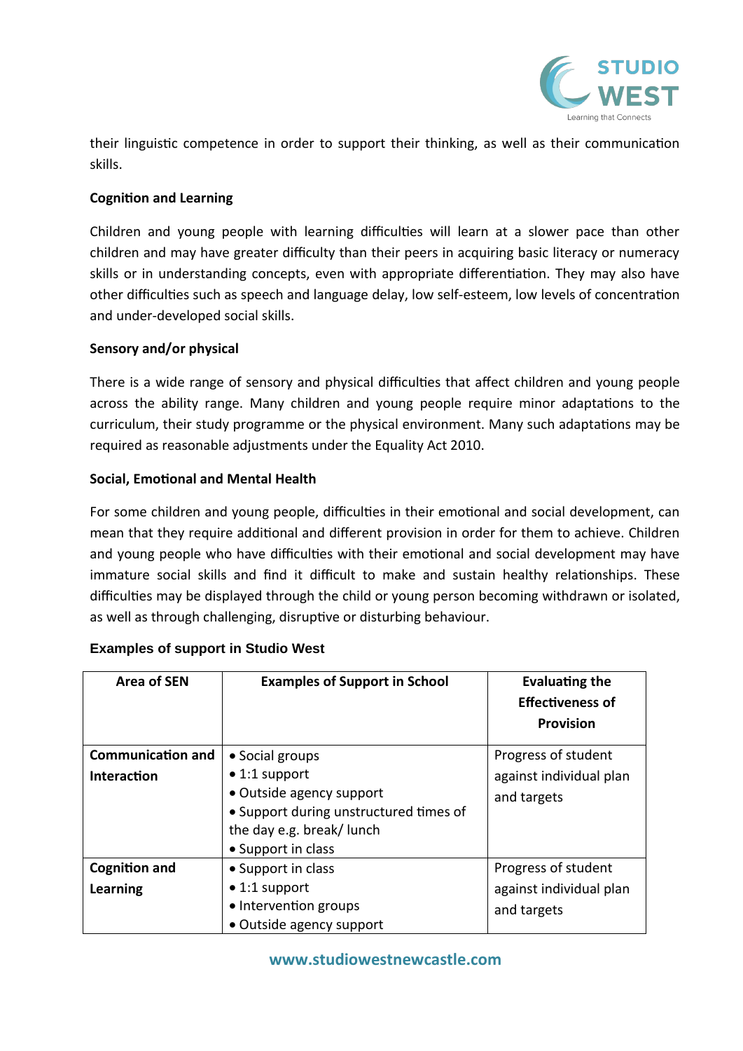their linguistic competence in order to support their thinking, as well as their communication skills.

**Cognition and Learning**

Children and young people with learning difficulties will learn at a slower pace than other children and may have greater difficulty than their peers in acquiring basic literacy or numeracy skills or in understanding concepts, even with appropriate differentiation. They may also have other difficulties such as speech and language delay, low self-esteem, low levels of concentration and under-developed social skills.

**Sensory and/or physical**

There is a wide range of sensory and physical difficulties that affect children and young people across the ability range. Many children and young people require minor adaptations to the curriculum, their study programme or the physical environment. Many such adaptations may be required as reasonable adjustments under the Equality Act 2010.

**Social, Emotional and Mental Health**

For some children and young people, difficulties in their emotional and social development, can mean that they require additional and different provision in order for them to achieve. Children and young people who have difficulties with their emotional and social development may have immature social skills and find it difficult to make and sustain healthy relationships. These difficulties may be displayed through the child or young person becoming withdrawn or isolated, as well as through challenging, disruptive or disturbing behaviour.

**Examples of support in Studio West**

| Area of SEN | Examples of Support in School | Evaluating the Effectiveness of Provision |
|---|---|---|
| **Communication and Interaction** | • Social groups<br>• 1:1 support<br>• Outside agency support<br>• Support during unstructured times of the day e.g. break/ lunch<br>• Support in class | Progress of student against individual plan and targets |
| **Cognition and Learning** | • Support in class<br>• 1:1 support<br>• Intervention groups<br>• Outside agency support | Progress of student against individual plan and targets |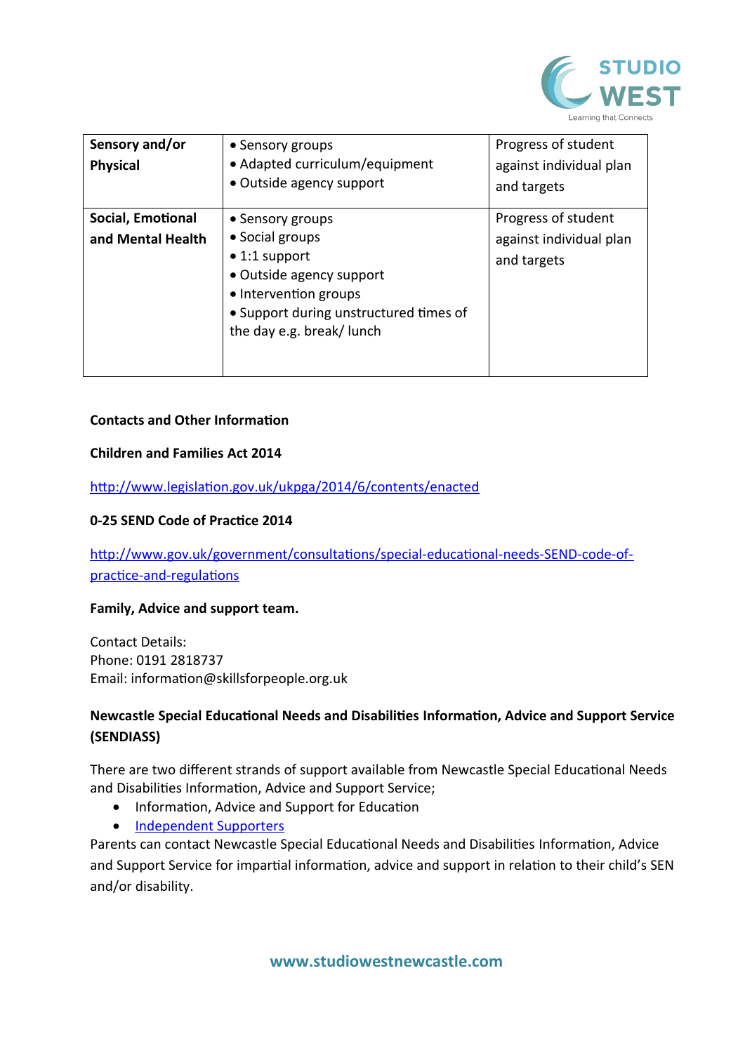| **Sensory and/or Physical** | • Sensory groups<br>• Adapted curriculum/equipment<br>• Outside agency support | Progress of student against individual plan and targets |
|---|---|---|
| **Social, Emotional and Mental Health** | • Sensory groups<br>• Social groups<br>• 1:1 support<br>• Outside agency support<br>• Intervention groups<br>• Support during unstructured times of the day e.g. break/ lunch | Progress of student against individual plan and targets |

**Contacts and Other Information**

**Children and Families Act 2014**

http://www.legislation.gov.uk/ukpga/2014/6/contents/enacted

**0-25 SEND Code of Practice 2014**

http://www.gov.uk/government/consultations/special-educational-needs-SEND-code-of-practice-and-regulations

**Family, Advice and support team.**

Contact Details:
Phone: 0191 2818737
Email: information@skillsforpeople.org.uk

**Newcastle Special Educational Needs and Disabilities Information, Advice and Support Service (SENDIASS)**

There are two different strands of support available from Newcastle Special Educational Needs and Disabilities Information, Advice and Support Service;

- Information, Advice and Support for Education
- Independent Supporters

Parents can contact Newcastle Special Educational Needs and Disabilities Information, Advice and Support Service for impartial information, advice and support in relation to their child's SEN and/or disability.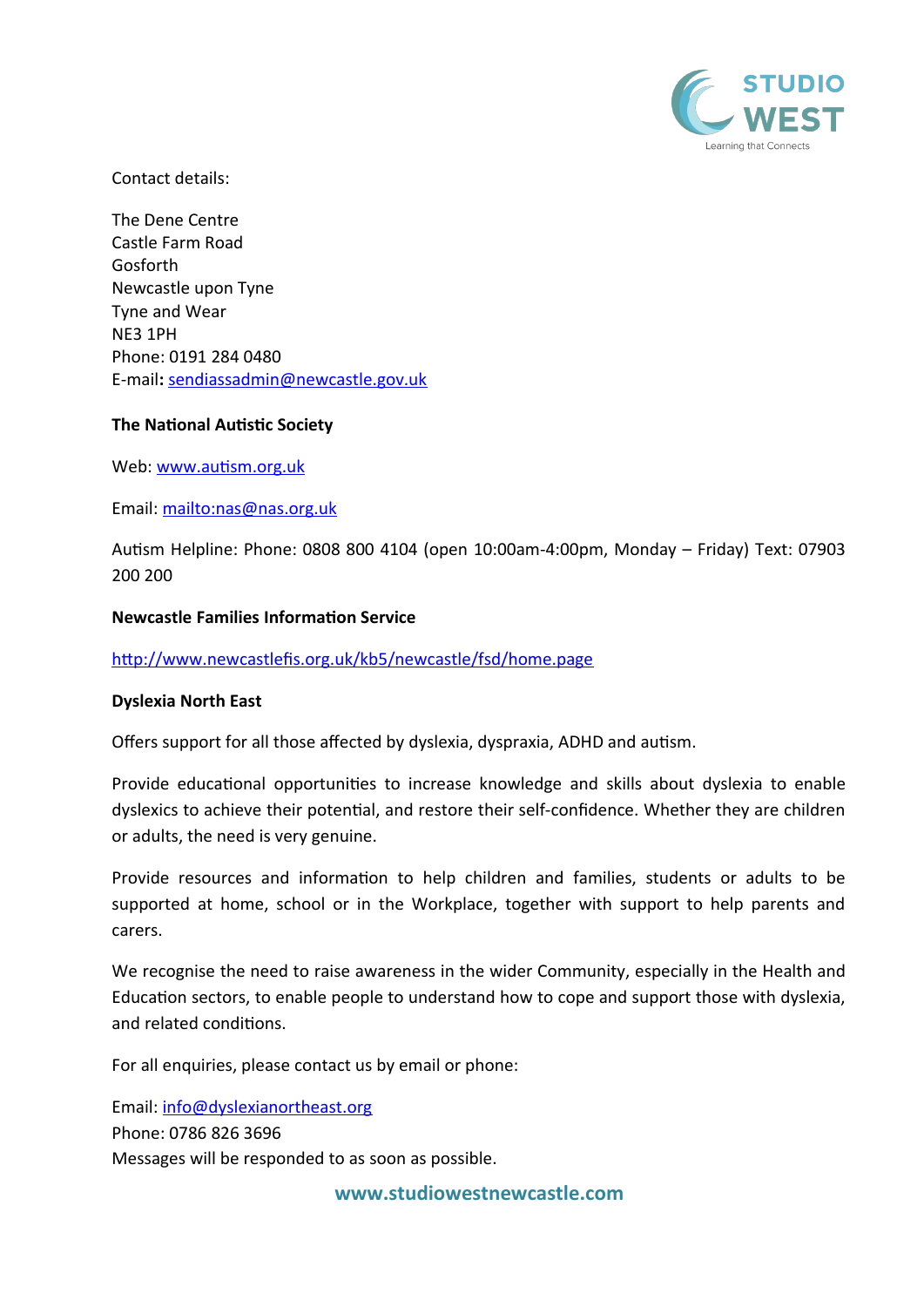Contact details:

The Dene Centre
Castle Farm Road
Gosforth
Newcastle upon Tyne
Tyne and Wear
NE3 1PH
Phone: 0191 284 0480
E-mail**:** sendiassadmin@newcastle.gov.uk

**The National Autistic Society**

Web: www.autism.org.uk

Email: mailto:nas@nas.org.uk

Autism Helpline: Phone: 0808 800 4104 (open 10:00am-4:00pm, Monday – Friday) Text: 07903 200 200

**Newcastle Families Information Service**

http://www.newcastlefis.org.uk/kb5/newcastle/fsd/home.page

**Dyslexia North East**

Offers support for all those affected by dyslexia, dyspraxia, ADHD and autism.

Provide educational opportunities to increase knowledge and skills about dyslexia to enable dyslexics to achieve their potential, and restore their self-confidence. Whether they are children or adults, the need is very genuine.

Provide resources and information to help children and families, students or adults to be supported at home, school or in the Workplace, together with support to help parents and carers.

We recognise the need to raise awareness in the wider Community, especially in the Health and Education sectors, to enable people to understand how to cope and support those with dyslexia, and related conditions.

For all enquiries, please contact us by email or phone:

Email: info@dyslexianortheast.org
Phone: 0786 826 3696
Messages will be responded to as soon as possible.